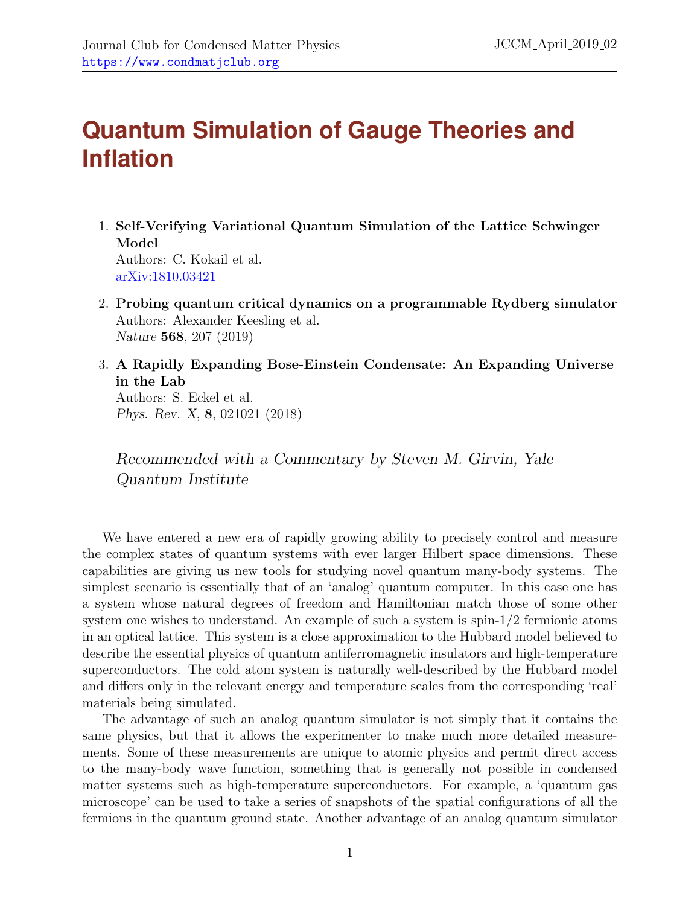# Quantum Simulation of Gauge Theories and Inflation

1. **Self-Verifying Variational Quantum Simulation of the Lattice Schwinger Model**
   Authors: C. Kokail et al.
   arXiv:1810.03421

2. **Probing quantum critical dynamics on a programmable Rydberg simulator**
   Authors: Alexander Keesling et al.
   *Nature* **568**, 207 (2019)

3. **A Rapidly Expanding Bose-Einstein Condensate: An Expanding Universe in the Lab**
   Authors: S. Eckel et al.
   *Phys. Rev. X*, **8**, 021021 (2018)

*Recommended with a Commentary by Steven M. Girvin, Yale Quantum Institute*

We have entered a new era of rapidly growing ability to precisely control and measure the complex states of quantum systems with ever larger Hilbert space dimensions. These capabilities are giving us new tools for studying novel quantum many-body systems. The simplest scenario is essentially that of an 'analog' quantum computer. In this case one has a system whose natural degrees of freedom and Hamiltonian match those of some other system one wishes to understand. An example of such a system is spin-1/2 fermionic atoms in an optical lattice. This system is a close approximation to the Hubbard model believed to describe the essential physics of quantum antiferromagnetic insulators and high-temperature superconductors. The cold atom system is naturally well-described by the Hubbard model and differs only in the relevant energy and temperature scales from the corresponding 'real' materials being simulated.

The advantage of such an analog quantum simulator is not simply that it contains the same physics, but that it allows the experimenter to make much more detailed measurements. Some of these measurements are unique to atomic physics and permit direct access to the many-body wave function, something that is generally not possible in condensed matter systems such as high-temperature superconductors. For example, a 'quantum gas microscope' can be used to take a series of snapshots of the spatial configurations of all the fermions in the quantum ground state. Another advantage of an analog quantum simulator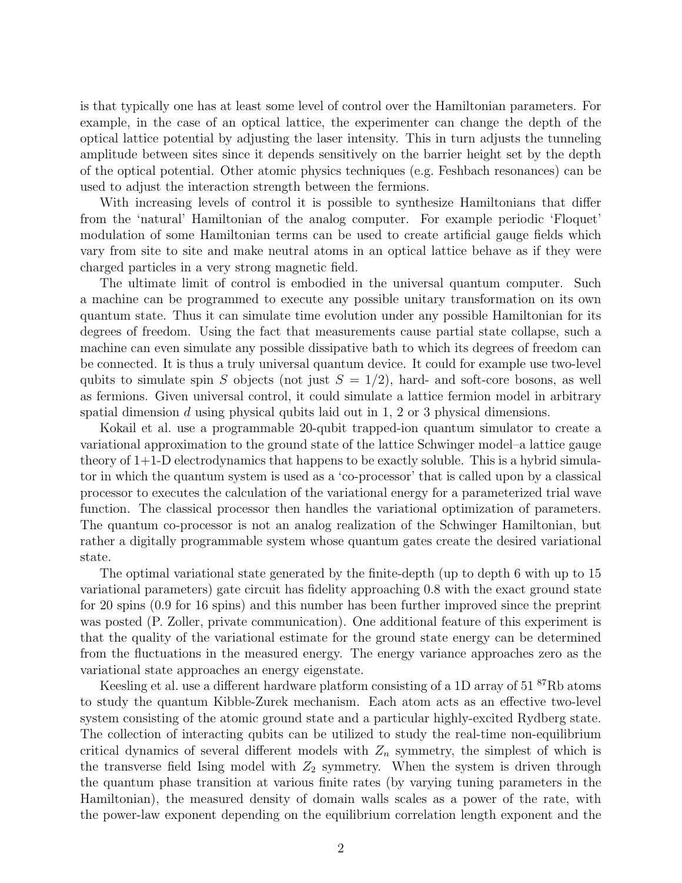is that typically one has at least some level of control over the Hamiltonian parameters. For example, in the case of an optical lattice, the experimenter can change the depth of the optical lattice potential by adjusting the laser intensity. This in turn adjusts the tunneling amplitude between sites since it depends sensitively on the barrier height set by the depth of the optical potential. Other atomic physics techniques (e.g. Feshbach resonances) can be used to adjust the interaction strength between the fermions.

With increasing levels of control it is possible to synthesize Hamiltonians that differ from the 'natural' Hamiltonian of the analog computer. For example periodic 'Floquet' modulation of some Hamiltonian terms can be used to create artificial gauge fields which vary from site to site and make neutral atoms in an optical lattice behave as if they were charged particles in a very strong magnetic field.

The ultimate limit of control is embodied in the universal quantum computer. Such a machine can be programmed to execute any possible unitary transformation on its own quantum state. Thus it can simulate time evolution under any possible Hamiltonian for its degrees of freedom. Using the fact that measurements cause partial state collapse, such a machine can even simulate any possible dissipative bath to which its degrees of freedom can be connected. It is thus a truly universal quantum device. It could for example use two-level qubits to simulate spin $S$ objects (not just $S = 1/2$), hard- and soft-core bosons, as well as fermions. Given universal control, it could simulate a lattice fermion model in arbitrary spatial dimension $d$ using physical qubits laid out in 1, 2 or 3 physical dimensions.

Kokail et al. use a programmable 20-qubit trapped-ion quantum simulator to create a variational approximation to the ground state of the lattice Schwinger model–a lattice gauge theory of 1+1-D electrodynamics that happens to be exactly soluble. This is a hybrid simulator in which the quantum system is used as a 'co-processor' that is called upon by a classical processor to executes the calculation of the variational energy for a parameterized trial wave function. The classical processor then handles the variational optimization of parameters. The quantum co-processor is not an analog realization of the Schwinger Hamiltonian, but rather a digitally programmable system whose quantum gates create the desired variational state.

The optimal variational state generated by the finite-depth (up to depth 6 with up to 15 variational parameters) gate circuit has fidelity approaching 0.8 with the exact ground state for 20 spins (0.9 for 16 spins) and this number has been further improved since the preprint was posted (P. Zoller, private communication). One additional feature of this experiment is that the quality of the variational estimate for the ground state energy can be determined from the fluctuations in the measured energy. The energy variance approaches zero as the variational state approaches an energy eigenstate.

Keesling et al. use a different hardware platform consisting of a 1D array of 51 $^{87}$Rb atoms to study the quantum Kibble-Zurek mechanism. Each atom acts as an effective two-level system consisting of the atomic ground state and a particular highly-excited Rydberg state. The collection of interacting qubits can be utilized to study the real-time non-equilibrium critical dynamics of several different models with $Z_n$ symmetry, the simplest of which is the transverse field Ising model with $Z_2$ symmetry. When the system is driven through the quantum phase transition at various finite rates (by varying tuning parameters in the Hamiltonian), the measured density of domain walls scales as a power of the rate, with the power-law exponent depending on the equilibrium correlation length exponent and the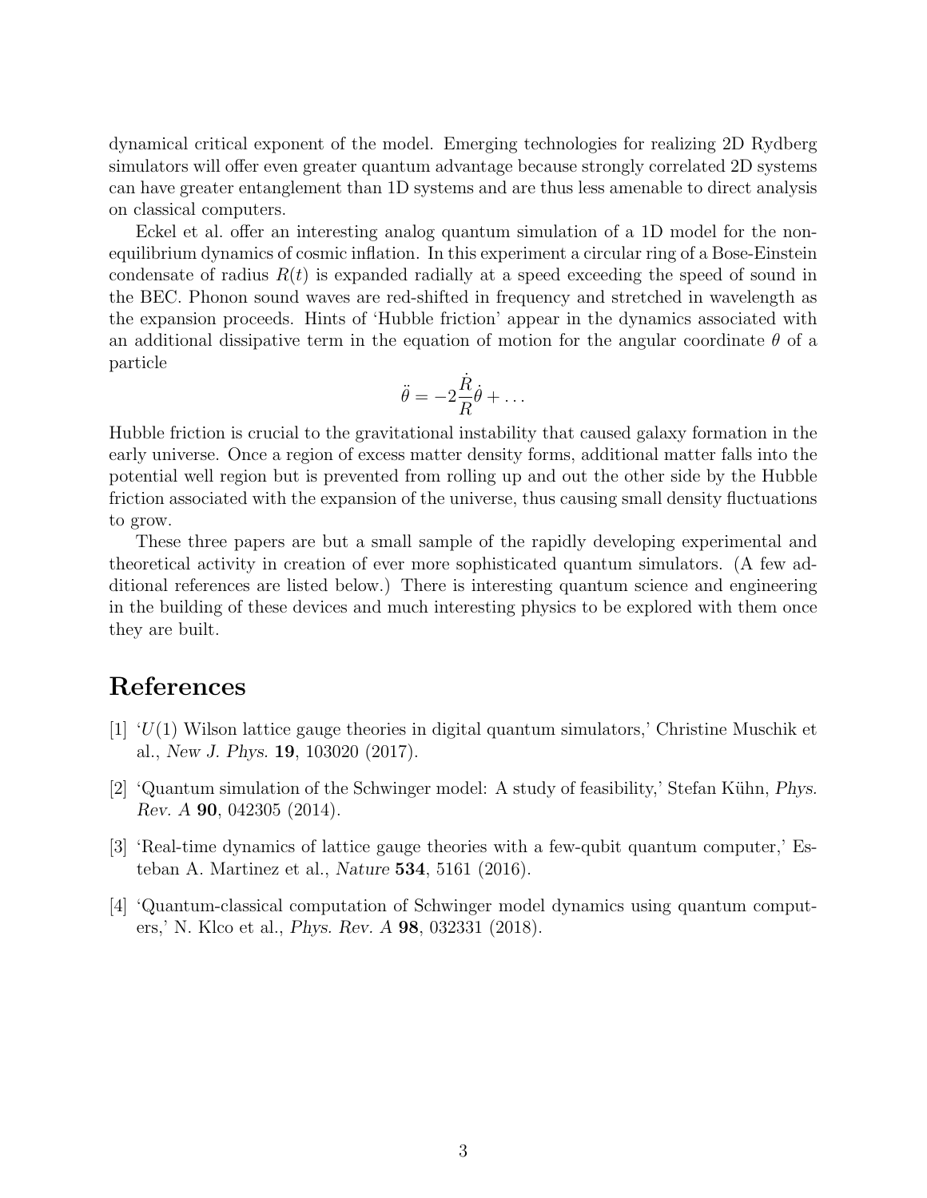dynamical critical exponent of the model. Emerging technologies for realizing 2D Rydberg simulators will offer even greater quantum advantage because strongly correlated 2D systems can have greater entanglement than 1D systems and are thus less amenable to direct analysis on classical computers.

Eckel et al. offer an interesting analog quantum simulation of a 1D model for the non-equilibrium dynamics of cosmic inflation. In this experiment a circular ring of a Bose-Einstein condensate of radius $R(t)$ is expanded radially at a speed exceeding the speed of sound in the BEC. Phonon sound waves are red-shifted in frequency and stretched in wavelength as the expansion proceeds. Hints of 'Hubble friction' appear in the dynamics associated with an additional dissipative term in the equation of motion for the angular coordinate $\theta$ of a particle

$$\ddot{\theta} = -2\frac{\dot{R}}{R}\dot{\theta} + \ldots$$

Hubble friction is crucial to the gravitational instability that caused galaxy formation in the early universe. Once a region of excess matter density forms, additional matter falls into the potential well region but is prevented from rolling up and out the other side by the Hubble friction associated with the expansion of the universe, thus causing small density fluctuations to grow.

These three papers are but a small sample of the rapidly developing experimental and theoretical activity in creation of ever more sophisticated quantum simulators. (A few additional references are listed below.) There is interesting quantum science and engineering in the building of these devices and much interesting physics to be explored with them once they are built.

# References

[1] '$U(1)$ Wilson lattice gauge theories in digital quantum simulators,' Christine Muschik et al., *New J. Phys.* **19**, 103020 (2017).

[2] 'Quantum simulation of the Schwinger model: A study of feasibility,' Stefan Kühn, *Phys. Rev. A* **90**, 042305 (2014).

[3] 'Real-time dynamics of lattice gauge theories with a few-qubit quantum computer,' Esteban A. Martinez et al., *Nature* **534**, 5161 (2016).

[4] 'Quantum-classical computation of Schwinger model dynamics using quantum computers,' N. Klco et al., *Phys. Rev. A* **98**, 032331 (2018).